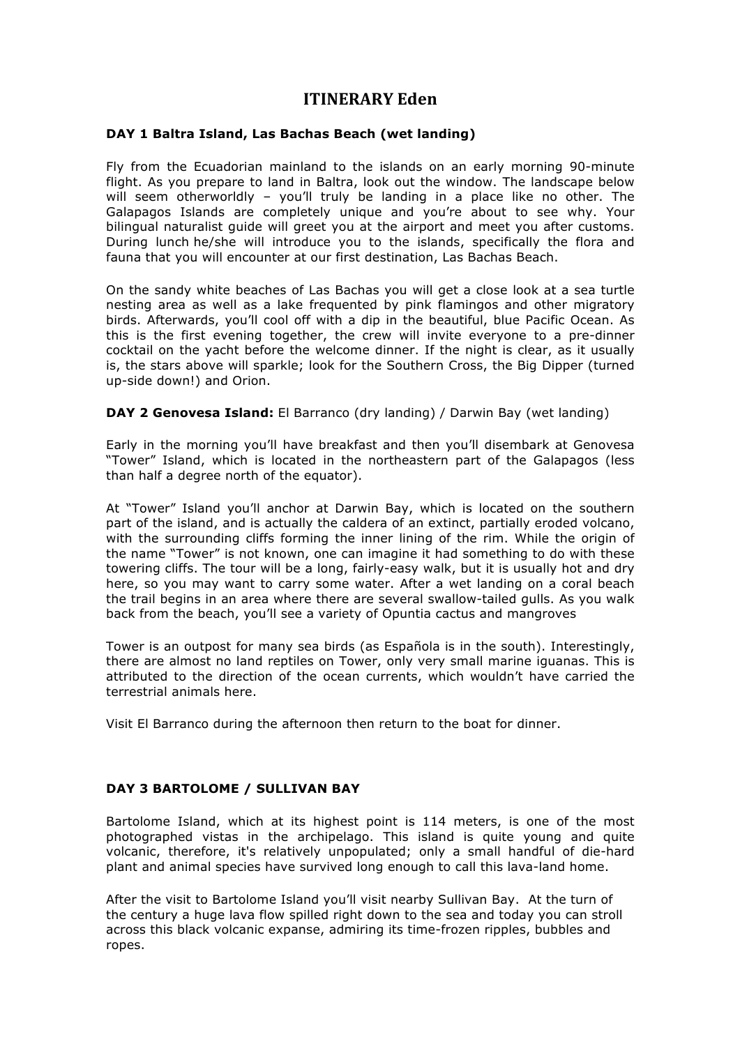# ITINERARY Eden

**DAY 1 Baltra Island, Las Bachas Beach (wet landing)**

Fly from the Ecuadorian mainland to the islands on an early morning 90-minute flight. As you prepare to land in Baltra, look out the window. The landscape below will seem otherworldly – you'll truly be landing in a place like no other. The Galapagos Islands are completely unique and you're about to see why. Your bilingual naturalist guide will greet you at the airport and meet you after customs. During lunch he/she will introduce you to the islands, specifically the flora and fauna that you will encounter at our first destination, Las Bachas Beach.

On the sandy white beaches of Las Bachas you will get a close look at a sea turtle nesting area as well as a lake frequented by pink flamingos and other migratory birds. Afterwards, you'll cool off with a dip in the beautiful, blue Pacific Ocean. As this is the first evening together, the crew will invite everyone to a pre-dinner cocktail on the yacht before the welcome dinner. If the night is clear, as it usually is, the stars above will sparkle; look for the Southern Cross, the Big Dipper (turned up-side down!) and Orion.

**DAY 2 Genovesa Island:** El Barranco (dry landing) / Darwin Bay (wet landing)

Early in the morning you'll have breakfast and then you'll disembark at Genovesa "Tower" Island, which is located in the northeastern part of the Galapagos (less than half a degree north of the equator).

At "Tower" Island you'll anchor at Darwin Bay, which is located on the southern part of the island, and is actually the caldera of an extinct, partially eroded volcano, with the surrounding cliffs forming the inner lining of the rim. While the origin of the name "Tower" is not known, one can imagine it had something to do with these towering cliffs. The tour will be a long, fairly-easy walk, but it is usually hot and dry here, so you may want to carry some water. After a wet landing on a coral beach the trail begins in an area where there are several swallow-tailed gulls. As you walk back from the beach, you'll see a variety of Opuntia cactus and mangroves

Tower is an outpost for many sea birds (as Española is in the south). Interestingly, there are almost no land reptiles on Tower, only very small marine iguanas. This is attributed to the direction of the ocean currents, which wouldn't have carried the terrestrial animals here.

Visit El Barranco during the afternoon then return to the boat for dinner.

**DAY 3 BARTOLOME / SULLIVAN BAY**

Bartolome Island, which at its highest point is 114 meters, is one of the most photographed vistas in the archipelago. This island is quite young and quite volcanic, therefore, it's relatively unpopulated; only a small handful of die-hard plant and animal species have survived long enough to call this lava-land home.

After the visit to Bartolome Island you'll visit nearby Sullivan Bay. At the turn of the century a huge lava flow spilled right down to the sea and today you can stroll across this black volcanic expanse, admiring its time-frozen ripples, bubbles and ropes.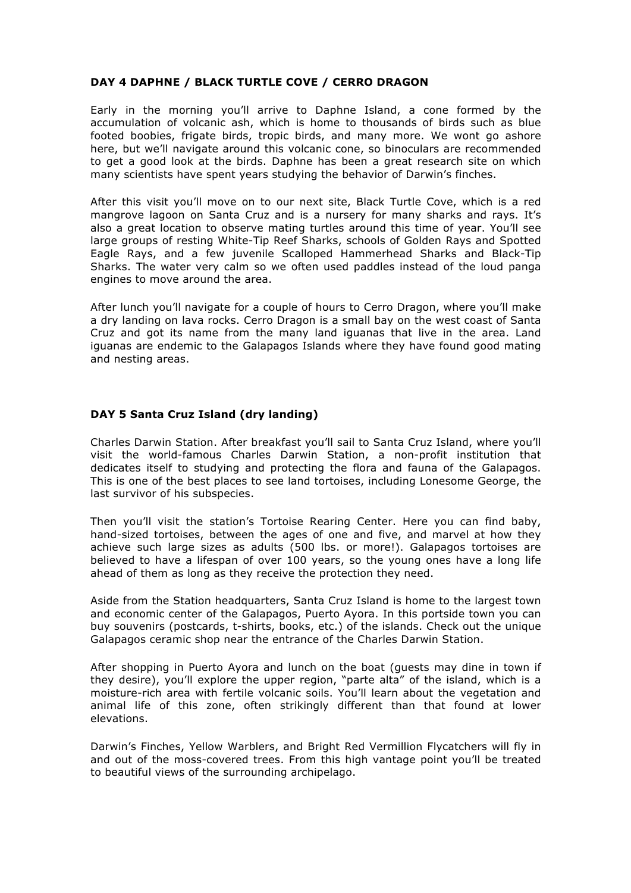## DAY 4 DAPHNE / BLACK TURTLE COVE / CERRO DRAGON

Early in the morning you'll arrive to Daphne Island, a cone formed by the accumulation of volcanic ash, which is home to thousands of birds such as blue footed boobies, frigate birds, tropic birds, and many more. We wont go ashore here, but we'll navigate around this volcanic cone, so binoculars are recommended to get a good look at the birds. Daphne has been a great research site on which many scientists have spent years studying the behavior of Darwin's finches.

After this visit you'll move on to our next site, Black Turtle Cove, which is a red mangrove lagoon on Santa Cruz and is a nursery for many sharks and rays. It's also a great location to observe mating turtles around this time of year. You'll see large groups of resting White-Tip Reef Sharks, schools of Golden Rays and Spotted Eagle Rays, and a few juvenile Scalloped Hammerhead Sharks and Black-Tip Sharks. The water very calm so we often used paddles instead of the loud panga engines to move around the area.

After lunch you'll navigate for a couple of hours to Cerro Dragon, where you'll make a dry landing on lava rocks. Cerro Dragon is a small bay on the west coast of Santa Cruz and got its name from the many land iguanas that live in the area. Land iguanas are endemic to the Galapagos Islands where they have found good mating and nesting areas.

## DAY 5 Santa Cruz Island (dry landing)

Charles Darwin Station. After breakfast you'll sail to Santa Cruz Island, where you'll visit the world-famous Charles Darwin Station, a non-profit institution that dedicates itself to studying and protecting the flora and fauna of the Galapagos. This is one of the best places to see land tortoises, including Lonesome George, the last survivor of his subspecies.

Then you'll visit the station's Tortoise Rearing Center. Here you can find baby, hand-sized tortoises, between the ages of one and five, and marvel at how they achieve such large sizes as adults (500 lbs. or more!). Galapagos tortoises are believed to have a lifespan of over 100 years, so the young ones have a long life ahead of them as long as they receive the protection they need.

Aside from the Station headquarters, Santa Cruz Island is home to the largest town and economic center of the Galapagos, Puerto Ayora. In this portside town you can buy souvenirs (postcards, t-shirts, books, etc.) of the islands. Check out the unique Galapagos ceramic shop near the entrance of the Charles Darwin Station.

After shopping in Puerto Ayora and lunch on the boat (guests may dine in town if they desire), you'll explore the upper region, "parte alta" of the island, which is a moisture-rich area with fertile volcanic soils. You'll learn about the vegetation and animal life of this zone, often strikingly different than that found at lower elevations.

Darwin's Finches, Yellow Warblers, and Bright Red Vermillion Flycatchers will fly in and out of the moss-covered trees. From this high vantage point you'll be treated to beautiful views of the surrounding archipelago.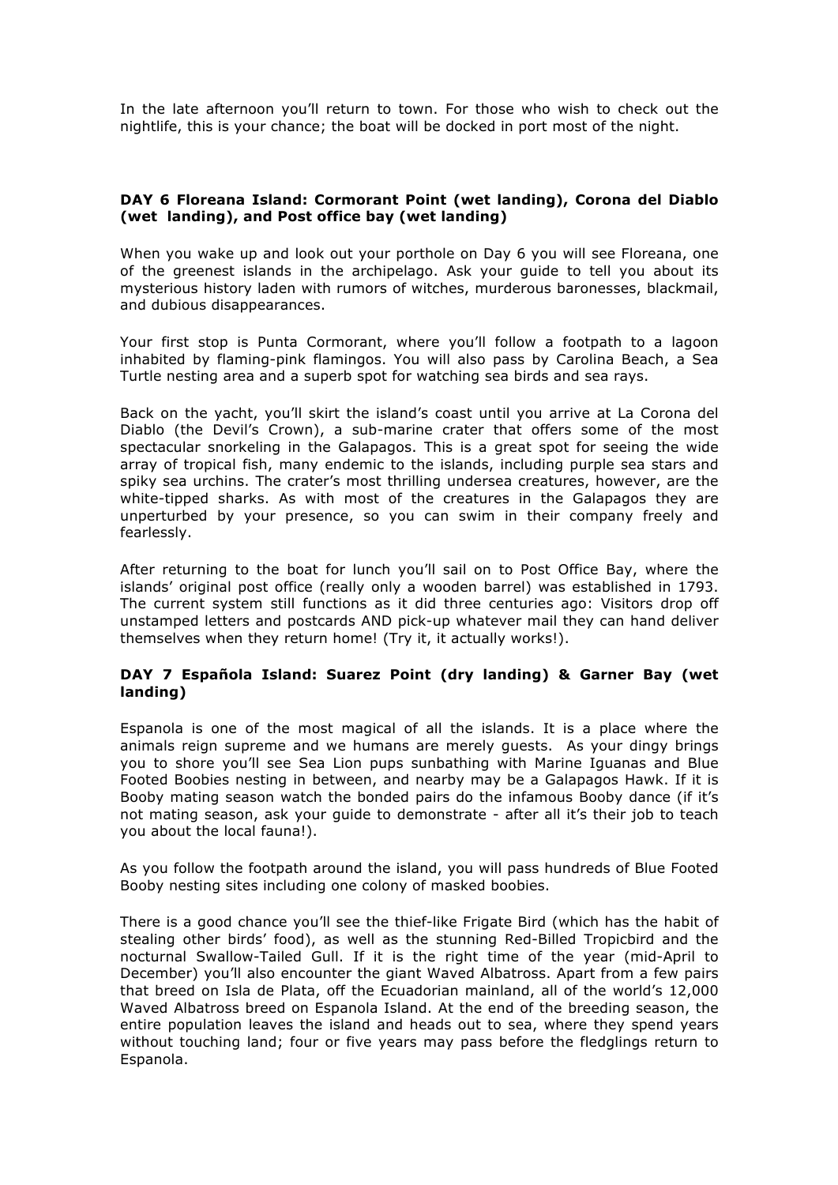In the late afternoon you'll return to town. For those who wish to check out the nightlife, this is your chance; the boat will be docked in port most of the night.

### DAY 6 Floreana Island: Cormorant Point (wet landing), Corona del Diablo (wet landing), and Post office bay (wet landing)

When you wake up and look out your porthole on Day 6 you will see Floreana, one of the greenest islands in the archipelago. Ask your guide to tell you about its mysterious history laden with rumors of witches, murderous baronesses, blackmail, and dubious disappearances.

Your first stop is Punta Cormorant, where you'll follow a footpath to a lagoon inhabited by flaming-pink flamingos. You will also pass by Carolina Beach, a Sea Turtle nesting area and a superb spot for watching sea birds and sea rays.

Back on the yacht, you'll skirt the island's coast until you arrive at La Corona del Diablo (the Devil's Crown), a sub-marine crater that offers some of the most spectacular snorkeling in the Galapagos. This is a great spot for seeing the wide array of tropical fish, many endemic to the islands, including purple sea stars and spiky sea urchins. The crater's most thrilling undersea creatures, however, are the white-tipped sharks. As with most of the creatures in the Galapagos they are unperturbed by your presence, so you can swim in their company freely and fearlessly.

After returning to the boat for lunch you'll sail on to Post Office Bay, where the islands' original post office (really only a wooden barrel) was established in 1793. The current system still functions as it did three centuries ago: Visitors drop off unstamped letters and postcards AND pick-up whatever mail they can hand deliver themselves when they return home! (Try it, it actually works!).

### DAY 7 Española Island: Suarez Point (dry landing) & Garner Bay (wet landing)

Espanola is one of the most magical of all the islands. It is a place where the animals reign supreme and we humans are merely guests. As your dingy brings you to shore you'll see Sea Lion pups sunbathing with Marine Iguanas and Blue Footed Boobies nesting in between, and nearby may be a Galapagos Hawk. If it is Booby mating season watch the bonded pairs do the infamous Booby dance (if it's not mating season, ask your guide to demonstrate - after all it's their job to teach you about the local fauna!).

As you follow the footpath around the island, you will pass hundreds of Blue Footed Booby nesting sites including one colony of masked boobies.

There is a good chance you'll see the thief-like Frigate Bird (which has the habit of stealing other birds' food), as well as the stunning Red-Billed Tropicbird and the nocturnal Swallow-Tailed Gull. If it is the right time of the year (mid-April to December) you'll also encounter the giant Waved Albatross. Apart from a few pairs that breed on Isla de Plata, off the Ecuadorian mainland, all of the world's 12,000 Waved Albatross breed on Espanola Island. At the end of the breeding season, the entire population leaves the island and heads out to sea, where they spend years without touching land; four or five years may pass before the fledglings return to Espanola.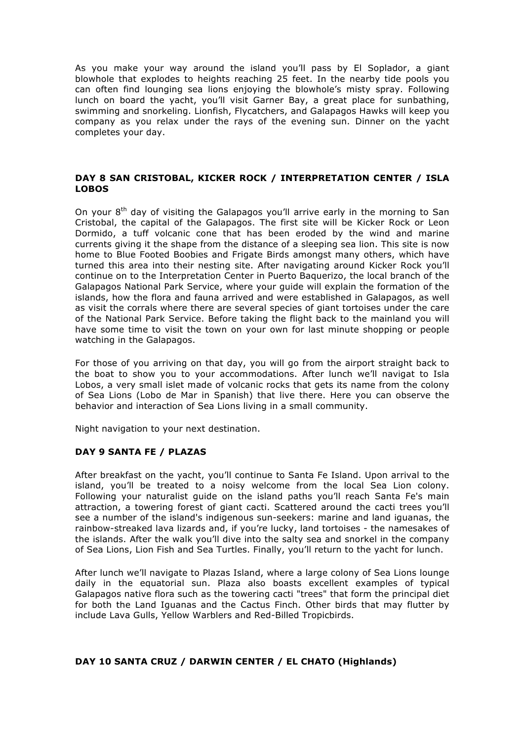As you make your way around the island you'll pass by El Soplador, a giant blowhole that explodes to heights reaching 25 feet. In the nearby tide pools you can often find lounging sea lions enjoying the blowhole's misty spray. Following lunch on board the yacht, you'll visit Garner Bay, a great place for sunbathing, swimming and snorkeling. Lionfish, Flycatchers, and Galapagos Hawks will keep you company as you relax under the rays of the evening sun. Dinner on the yacht completes your day.

### DAY 8 SAN CRISTOBAL, KICKER ROCK / INTERPRETATION CENTER / ISLA LOBOS

On your 8th day of visiting the Galapagos you'll arrive early in the morning to San Cristobal, the capital of the Galapagos. The first site will be Kicker Rock or Leon Dormido, a tuff volcanic cone that has been eroded by the wind and marine currents giving it the shape from the distance of a sleeping sea lion. This site is now home to Blue Footed Boobies and Frigate Birds amongst many others, which have turned this area into their nesting site. After navigating around Kicker Rock you'll continue on to the Interpretation Center in Puerto Baquerizo, the local branch of the Galapagos National Park Service, where your guide will explain the formation of the islands, how the flora and fauna arrived and were established in Galapagos, as well as visit the corrals where there are several species of giant tortoises under the care of the National Park Service. Before taking the flight back to the mainland you will have some time to visit the town on your own for last minute shopping or people watching in the Galapagos.

For those of you arriving on that day, you will go from the airport straight back to the boat to show you to your accommodations. After lunch we'll navigat to Isla Lobos, a very small islet made of volcanic rocks that gets its name from the colony of Sea Lions (Lobo de Mar in Spanish) that live there. Here you can observe the behavior and interaction of Sea Lions living in a small community.

Night navigation to your next destination.

### DAY 9 SANTA FE / PLAZAS

After breakfast on the yacht, you'll continue to Santa Fe Island. Upon arrival to the island, you'll be treated to a noisy welcome from the local Sea Lion colony. Following your naturalist guide on the island paths you'll reach Santa Fe's main attraction, a towering forest of giant cacti. Scattered around the cacti trees you'll see a number of the island's indigenous sun-seekers: marine and land iguanas, the rainbow-streaked lava lizards and, if you're lucky, land tortoises - the namesakes of the islands. After the walk you'll dive into the salty sea and snorkel in the company of Sea Lions, Lion Fish and Sea Turtles. Finally, you'll return to the yacht for lunch.

After lunch we'll navigate to Plazas Island, where a large colony of Sea Lions lounge daily in the equatorial sun. Plaza also boasts excellent examples of typical Galapagos native flora such as the towering cacti "trees" that form the principal diet for both the Land Iguanas and the Cactus Finch. Other birds that may flutter by include Lava Gulls, Yellow Warblers and Red-Billed Tropicbirds.

### DAY 10 SANTA CRUZ / DARWIN CENTER / EL CHATO (Highlands)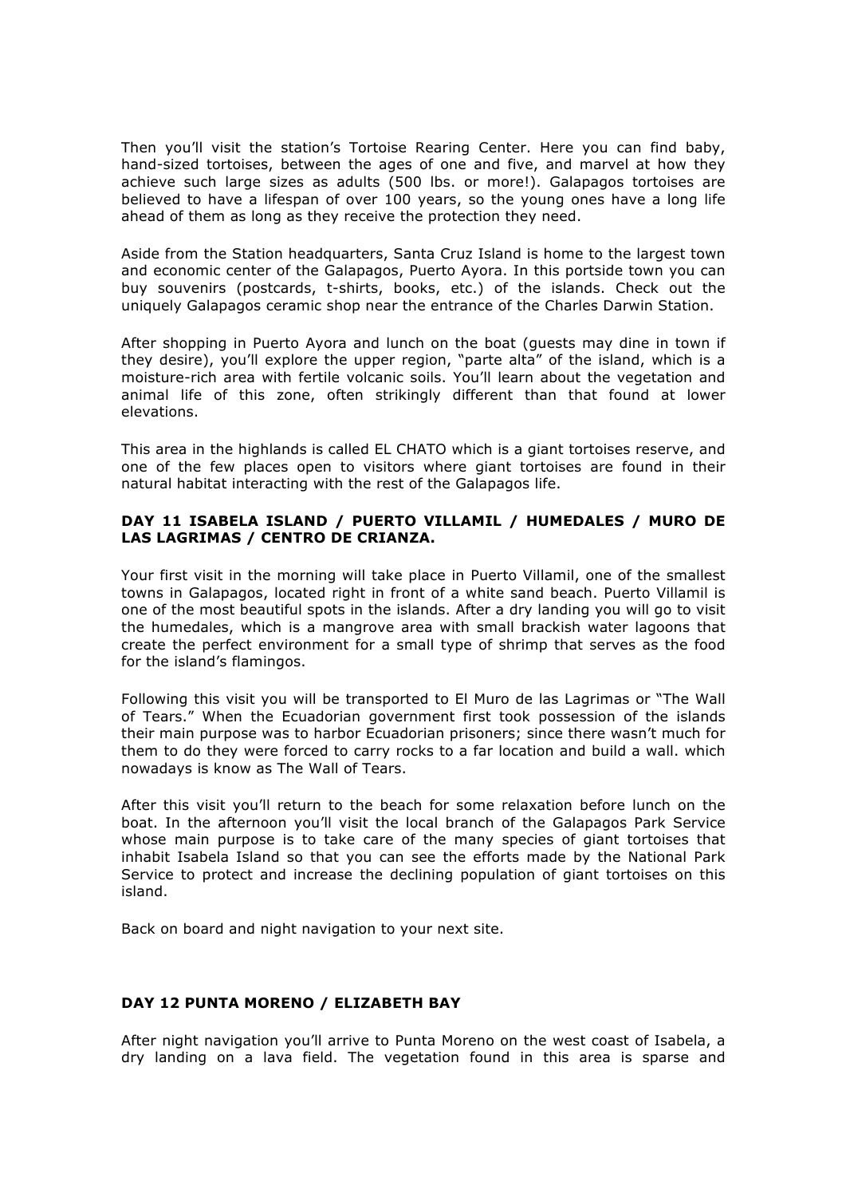Then you'll visit the station's Tortoise Rearing Center. Here you can find baby, hand-sized tortoises, between the ages of one and five, and marvel at how they achieve such large sizes as adults (500 lbs. or more!). Galapagos tortoises are believed to have a lifespan of over 100 years, so the young ones have a long life ahead of them as long as they receive the protection they need.

Aside from the Station headquarters, Santa Cruz Island is home to the largest town and economic center of the Galapagos, Puerto Ayora. In this portside town you can buy souvenirs (postcards, t-shirts, books, etc.) of the islands. Check out the uniquely Galapagos ceramic shop near the entrance of the Charles Darwin Station.

After shopping in Puerto Ayora and lunch on the boat (guests may dine in town if they desire), you'll explore the upper region, "parte alta" of the island, which is a moisture-rich area with fertile volcanic soils. You'll learn about the vegetation and animal life of this zone, often strikingly different than that found at lower elevations.

This area in the highlands is called EL CHATO which is a giant tortoises reserve, and one of the few places open to visitors where giant tortoises are found in their natural habitat interacting with the rest of the Galapagos life.

**DAY 11 ISABELA ISLAND / PUERTO VILLAMIL / HUMEDALES / MURO DE LAS LAGRIMAS / CENTRO DE CRIANZA.**

Your first visit in the morning will take place in Puerto Villamil, one of the smallest towns in Galapagos, located right in front of a white sand beach. Puerto Villamil is one of the most beautiful spots in the islands. After a dry landing you will go to visit the humedales, which is a mangrove area with small brackish water lagoons that create the perfect environment for a small type of shrimp that serves as the food for the island's flamingos.

Following this visit you will be transported to El Muro de las Lagrimas or "The Wall of Tears." When the Ecuadorian government first took possession of the islands their main purpose was to harbor Ecuadorian prisoners; since there wasn't much for them to do they were forced to carry rocks to a far location and build a wall. which nowadays is know as The Wall of Tears.

After this visit you'll return to the beach for some relaxation before lunch on the boat. In the afternoon you'll visit the local branch of the Galapagos Park Service whose main purpose is to take care of the many species of giant tortoises that inhabit Isabela Island so that you can see the efforts made by the National Park Service to protect and increase the declining population of giant tortoises on this island.

Back on board and night navigation to your next site.

**DAY 12 PUNTA MORENO / ELIZABETH BAY**

After night navigation you'll arrive to Punta Moreno on the west coast of Isabela, a dry landing on a lava field. The vegetation found in this area is sparse and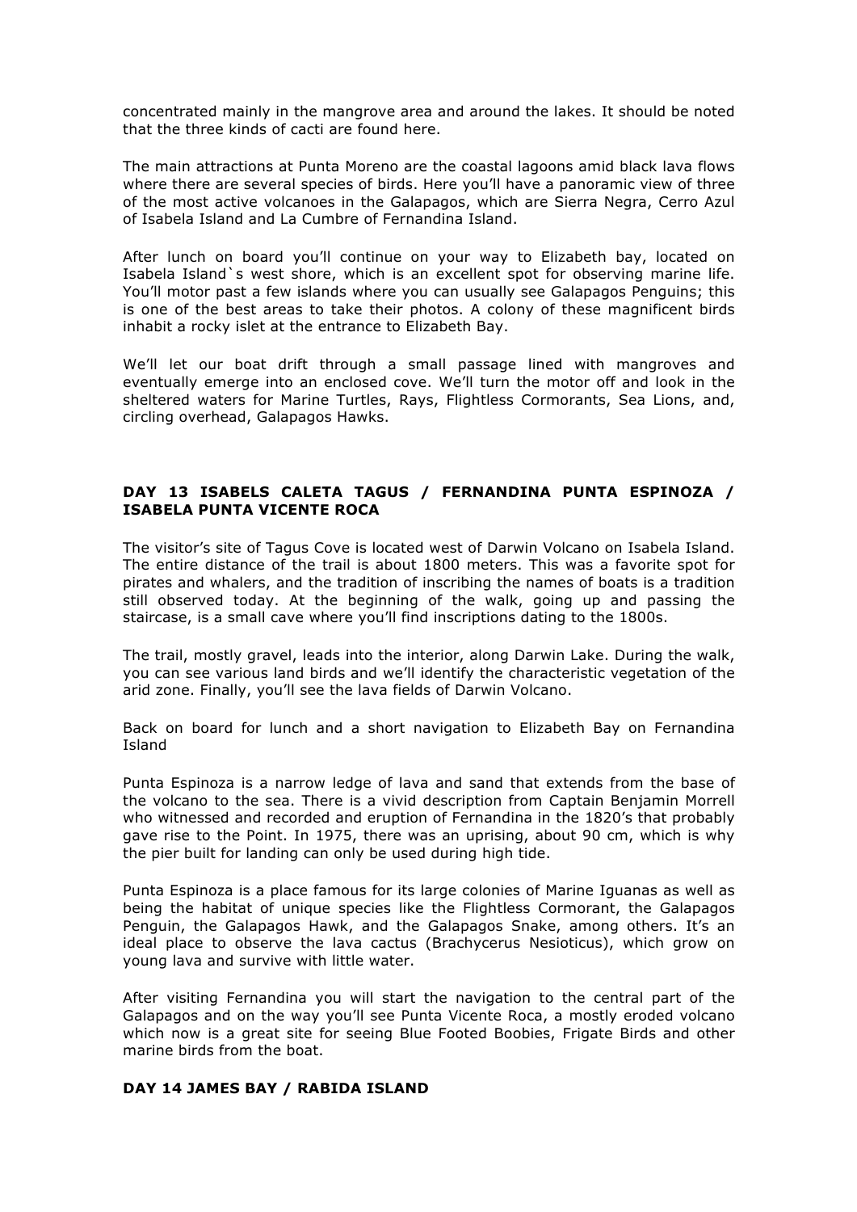concentrated mainly in the mangrove area and around the lakes. It should be noted that the three kinds of cacti are found here.

The main attractions at Punta Moreno are the coastal lagoons amid black lava flows where there are several species of birds. Here you'll have a panoramic view of three of the most active volcanoes in the Galapagos, which are Sierra Negra, Cerro Azul of Isabela Island and La Cumbre of Fernandina Island.

After lunch on board you'll continue on your way to Elizabeth bay, located on Isabela Island`s west shore, which is an excellent spot for observing marine life. You'll motor past a few islands where you can usually see Galapagos Penguins; this is one of the best areas to take their photos. A colony of these magnificent birds inhabit a rocky islet at the entrance to Elizabeth Bay.

We'll let our boat drift through a small passage lined with mangroves and eventually emerge into an enclosed cove. We'll turn the motor off and look in the sheltered waters for Marine Turtles, Rays, Flightless Cormorants, Sea Lions, and, circling overhead, Galapagos Hawks.

## DAY 13 ISABELS CALETA TAGUS / FERNANDINA PUNTA ESPINOZA / ISABELA PUNTA VICENTE ROCA

The visitor's site of Tagus Cove is located west of Darwin Volcano on Isabela Island. The entire distance of the trail is about 1800 meters. This was a favorite spot for pirates and whalers, and the tradition of inscribing the names of boats is a tradition still observed today. At the beginning of the walk, going up and passing the staircase, is a small cave where you'll find inscriptions dating to the 1800s.

The trail, mostly gravel, leads into the interior, along Darwin Lake. During the walk, you can see various land birds and we'll identify the characteristic vegetation of the arid zone. Finally, you'll see the lava fields of Darwin Volcano.

Back on board for lunch and a short navigation to Elizabeth Bay on Fernandina Island

Punta Espinoza is a narrow ledge of lava and sand that extends from the base of the volcano to the sea. There is a vivid description from Captain Benjamin Morrell who witnessed and recorded and eruption of Fernandina in the 1820's that probably gave rise to the Point. In 1975, there was an uprising, about 90 cm, which is why the pier built for landing can only be used during high tide.

Punta Espinoza is a place famous for its large colonies of Marine Iguanas as well as being the habitat of unique species like the Flightless Cormorant, the Galapagos Penguin, the Galapagos Hawk, and the Galapagos Snake, among others. It's an ideal place to observe the lava cactus (Brachycerus Nesioticus), which grow on young lava and survive with little water.

After visiting Fernandina you will start the navigation to the central part of the Galapagos and on the way you'll see Punta Vicente Roca, a mostly eroded volcano which now is a great site for seeing Blue Footed Boobies, Frigate Birds and other marine birds from the boat.

## DAY 14 JAMES BAY / RABIDA ISLAND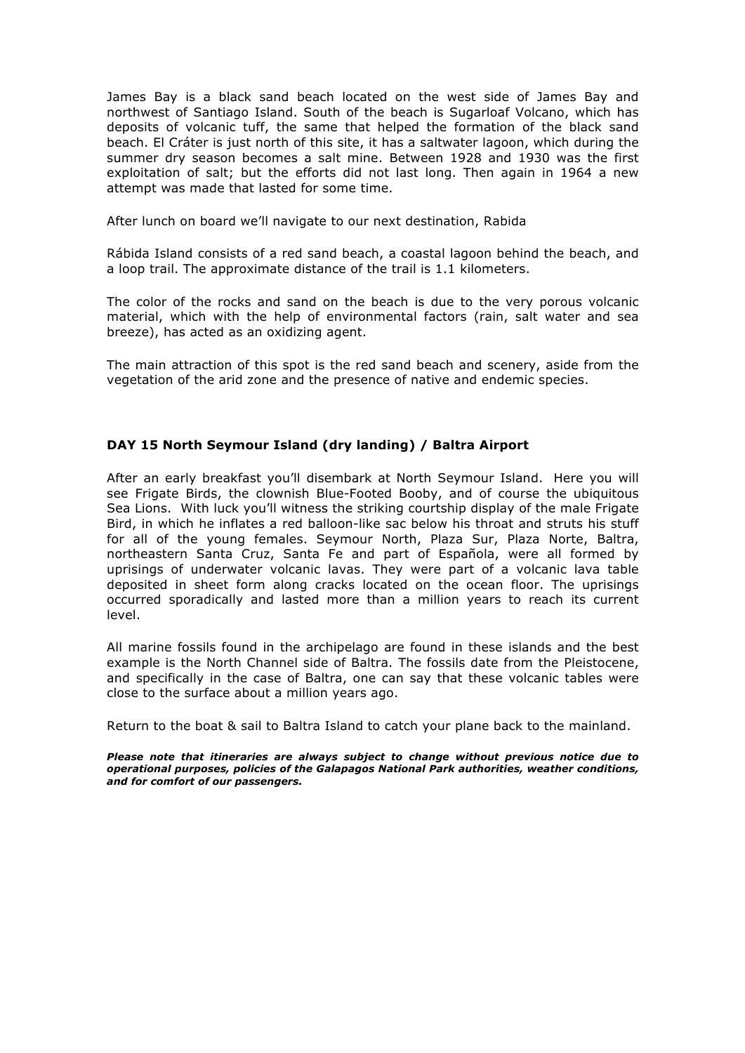James Bay is a black sand beach located on the west side of James Bay and northwest of Santiago Island. South of the beach is Sugarloaf Volcano, which has deposits of volcanic tuff, the same that helped the formation of the black sand beach. El Cráter is just north of this site, it has a saltwater lagoon, which during the summer dry season becomes a salt mine. Between 1928 and 1930 was the first exploitation of salt; but the efforts did not last long. Then again in 1964 a new attempt was made that lasted for some time.

After lunch on board we'll navigate to our next destination, Rabida

Rábida Island consists of a red sand beach, a coastal lagoon behind the beach, and a loop trail. The approximate distance of the trail is 1.1 kilometers.

The color of the rocks and sand on the beach is due to the very porous volcanic material, which with the help of environmental factors (rain, salt water and sea breeze), has acted as an oxidizing agent.

The main attraction of this spot is the red sand beach and scenery, aside from the vegetation of the arid zone and the presence of native and endemic species.

### DAY 15 North Seymour Island (dry landing) / Baltra Airport

After an early breakfast you'll disembark at North Seymour Island. Here you will see Frigate Birds, the clownish Blue-Footed Booby, and of course the ubiquitous Sea Lions. With luck you'll witness the striking courtship display of the male Frigate Bird, in which he inflates a red balloon-like sac below his throat and struts his stuff for all of the young females. Seymour North, Plaza Sur, Plaza Norte, Baltra, northeastern Santa Cruz, Santa Fe and part of Española, were all formed by uprisings of underwater volcanic lavas. They were part of a volcanic lava table deposited in sheet form along cracks located on the ocean floor. The uprisings occurred sporadically and lasted more than a million years to reach its current level.

All marine fossils found in the archipelago are found in these islands and the best example is the North Channel side of Baltra. The fossils date from the Pleistocene, and specifically in the case of Baltra, one can say that these volcanic tables were close to the surface about a million years ago.

Return to the boat & sail to Baltra Island to catch your plane back to the mainland.

***Please note that itineraries are always subject to change without previous notice due to operational purposes, policies of the Galapagos National Park authorities, weather conditions, and for comfort of our passengers.***